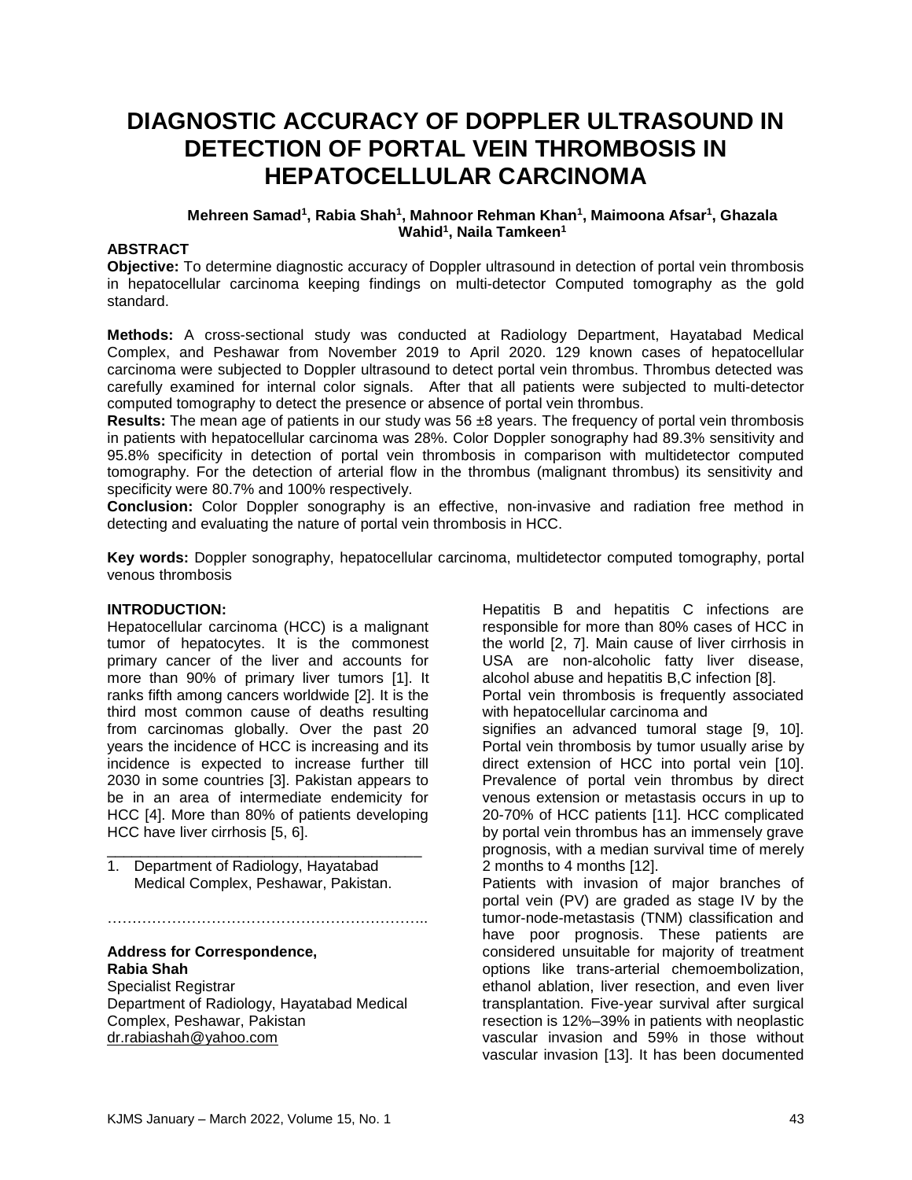# DIAGNOSTIC ACCURACY OF DOPPLER ULTRASOUND IN DETECTION OF PORTAL VEIN THROMBOSIS IN HEPATOCELLULAR CARCINOMA

**Mehreen Samad[1], Rabia Shah[1], Mahnoor Rehman Khan[1], Maimoona Afsar[1], Ghazala Wahid[1], Naila Tamkeen[1]**

## ABSTRACT

**Objective:** To determine diagnostic accuracy of Doppler ultrasound in detection of portal vein thrombosis in hepatocellular carcinoma keeping findings on multi-detector Computed tomography as the gold standard.

**Methods:** A cross-sectional study was conducted at Radiology Department, Hayatabad Medical Complex, and Peshawar from November 2019 to April 2020. 129 known cases of hepatocellular carcinoma were subjected to Doppler ultrasound to detect portal vein thrombus. Thrombus detected was carefully examined for internal color signals. After that all patients were subjected to multi-detector computed tomography to detect the presence or absence of portal vein thrombus.

**Results:** The mean age of patients in our study was 56 ±8 years. The frequency of portal vein thrombosis in patients with hepatocellular carcinoma was 28%. Color Doppler sonography had 89.3% sensitivity and 95.8% specificity in detection of portal vein thrombosis in comparison with multidetector computed tomography. For the detection of arterial flow in the thrombus (malignant thrombus) its sensitivity and specificity were 80.7% and 100% respectively.

**Conclusion:** Color Doppler sonography is an effective, non-invasive and radiation free method in detecting and evaluating the nature of portal vein thrombosis in HCC.

**Key words:** Doppler sonography, hepatocellular carcinoma, multidetector computed tomography, portal venous thrombosis

## INTRODUCTION:

Hepatocellular carcinoma (HCC) is a malignant tumor of hepatocytes. It is the commonest primary cancer of the liver and accounts for more than 90% of primary liver tumors [1]. It ranks fifth among cancers worldwide [2]. It is the third most common cause of deaths resulting from carcinomas globally. Over the past 20 years the incidence of HCC is increasing and its incidence is expected to increase further till 2030 in some countries [3]. Pakistan appears to be in an area of intermediate endemicity for HCC [4]. More than 80% of patients developing HCC have liver cirrhosis [5, 6].

1. Department of Radiology, Hayatabad Medical Complex, Peshawar, Pakistan.

**Address for Correspondence,**
**Rabia Shah**
Specialist Registrar
Department of Radiology, Hayatabad Medical Complex, Peshawar, Pakistan
dr.rabiashah@yahoo.com

Hepatitis B and hepatitis C infections are responsible for more than 80% cases of HCC in the world [2, 7]. Main cause of liver cirrhosis in USA are non-alcoholic fatty liver disease, alcohol abuse and hepatitis B,C infection [8].

Portal vein thrombosis is frequently associated with hepatocellular carcinoma and signifies an advanced tumoral stage [9, 10]. Portal vein thrombosis by tumor usually arise by direct extension of HCC into portal vein [10]. Prevalence of portal vein thrombus by direct venous extension or metastasis occurs in up to 20-70% of HCC patients [11]. HCC complicated by portal vein thrombus has an immensely grave prognosis, with a median survival time of merely 2 months to 4 months [12].

Patients with invasion of major branches of portal vein (PV) are graded as stage IV by the tumor-node-metastasis (TNM) classification and have poor prognosis. These patients are considered unsuitable for majority of treatment options like trans-arterial chemoembolization, ethanol ablation, liver resection, and even liver transplantation. Five-year survival after surgical resection is 12%–39% in patients with neoplastic vascular invasion and 59% in those without vascular invasion [13]. It has been documented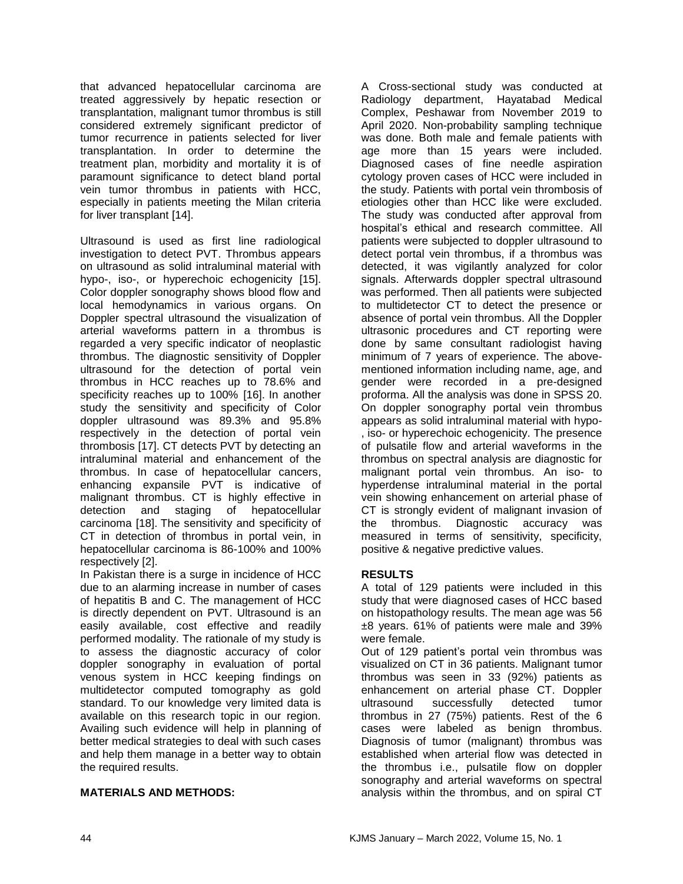that advanced hepatocellular carcinoma are treated aggressively by hepatic resection or transplantation, malignant tumor thrombus is still considered extremely significant predictor of tumor recurrence in patients selected for liver transplantation. In order to determine the treatment plan, morbidity and mortality it is of paramount significance to detect bland portal vein tumor thrombus in patients with HCC, especially in patients meeting the Milan criteria for liver transplant [14].

Ultrasound is used as first line radiological investigation to detect PVT. Thrombus appears on ultrasound as solid intraluminal material with hypo-, iso-, or hyperechoic echogenicity [15]. Color doppler sonography shows blood flow and local hemodynamics in various organs. On Doppler spectral ultrasound the visualization of arterial waveforms pattern in a thrombus is regarded a very specific indicator of neoplastic thrombus. The diagnostic sensitivity of Doppler ultrasound for the detection of portal vein thrombus in HCC reaches up to 78.6% and specificity reaches up to 100% [16]. In another study the sensitivity and specificity of Color doppler ultrasound was 89.3% and 95.8% respectively in the detection of portal vein thrombosis [17]. CT detects PVT by detecting an intraluminal material and enhancement of the thrombus. In case of hepatocellular cancers, enhancing expansile PVT is indicative of malignant thrombus. CT is highly effective in detection and staging of hepatocellular carcinoma [18]. The sensitivity and specificity of CT in detection of thrombus in portal vein, in hepatocellular carcinoma is 86-100% and 100% respectively [2].

In Pakistan there is a surge in incidence of HCC due to an alarming increase in number of cases of hepatitis B and C. The management of HCC is directly dependent on PVT. Ultrasound is an easily available, cost effective and readily performed modality. The rationale of my study is to assess the diagnostic accuracy of color doppler sonography in evaluation of portal venous system in HCC keeping findings on multidetector computed tomography as gold standard. To our knowledge very limited data is available on this research topic in our region. Availing such evidence will help in planning of better medical strategies to deal with such cases and help them manage in a better way to obtain the required results.

## MATERIALS AND METHODS:

A Cross-sectional study was conducted at Radiology department, Hayatabad Medical Complex, Peshawar from November 2019 to April 2020. Non-probability sampling technique was done. Both male and female patients with age more than 15 years were included. Diagnosed cases of fine needle aspiration cytology proven cases of HCC were included in the study. Patients with portal vein thrombosis of etiologies other than HCC like were excluded. The study was conducted after approval from hospital's ethical and research committee. All patients were subjected to doppler ultrasound to detect portal vein thrombus, if a thrombus was detected, it was vigilantly analyzed for color signals. Afterwards doppler spectral ultrasound was performed. Then all patients were subjected to multidetector CT to detect the presence or absence of portal vein thrombus. All the Doppler ultrasonic procedures and CT reporting were done by same consultant radiologist having minimum of 7 years of experience. The above-mentioned information including name, age, and gender were recorded in a pre-designed proforma. All the analysis was done in SPSS 20. On doppler sonography portal vein thrombus appears as solid intraluminal material with hypo-, iso- or hyperechoic echogenicity. The presence of pulsatile flow and arterial waveforms in the thrombus on spectral analysis are diagnostic for malignant portal vein thrombus. An iso- to hyperdense intraluminal material in the portal vein showing enhancement on arterial phase of CT is strongly evident of malignant invasion of the thrombus. Diagnostic accuracy was measured in terms of sensitivity, specificity, positive & negative predictive values.

## RESULTS

A total of 129 patients were included in this study that were diagnosed cases of HCC based on histopathology results. The mean age was 56 ±8 years. 61% of patients were male and 39% were female.

Out of 129 patient's portal vein thrombus was visualized on CT in 36 patients. Malignant tumor thrombus was seen in 33 (92%) patients as enhancement on arterial phase CT. Doppler ultrasound successfully detected tumor thrombus in 27 (75%) patients. Rest of the 6 cases were labeled as benign thrombus. Diagnosis of tumor (malignant) thrombus was established when arterial flow was detected in the thrombus i.e., pulsatile flow on doppler sonography and arterial waveforms on spectral analysis within the thrombus, and on spiral CT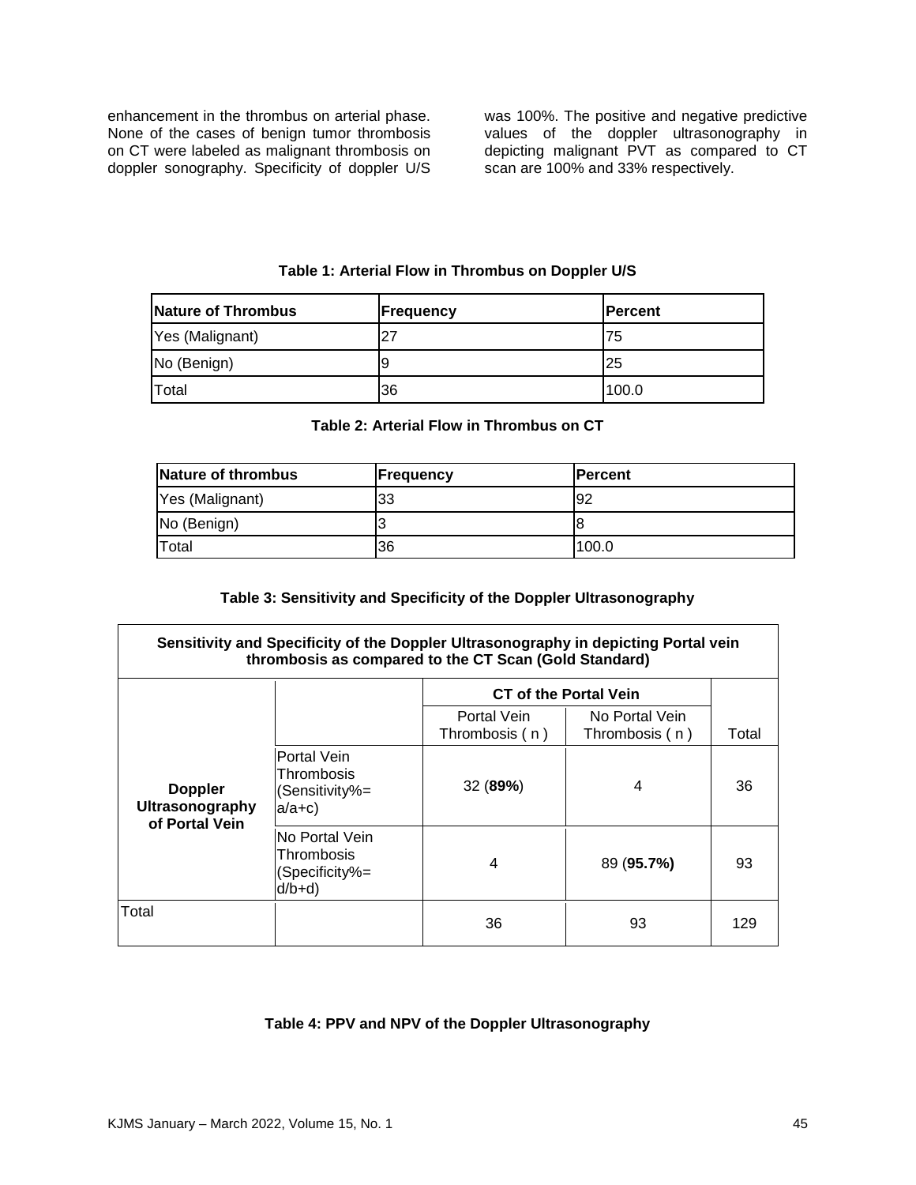enhancement in the thrombus on arterial phase. None of the cases of benign tumor thrombosis on CT were labeled as malignant thrombosis on doppler sonography. Specificity of doppler U/S was 100%. The positive and negative predictive values of the doppler ultrasonography in depicting malignant PVT as compared to CT scan are 100% and 33% respectively.

**Table 1: Arterial Flow in Thrombus on Doppler U/S**

| Nature of Thrombus | Frequency | Percent |
|---|---|---|
| Yes (Malignant) | 27 | 75 |
| No (Benign) | 9 | 25 |
| Total | 36 | 100.0 |

**Table 2: Arterial Flow in Thrombus on CT**

| Nature of thrombus | Frequency | Percent |
|---|---|---|
| Yes (Malignant) | 33 | 92 |
| No (Benign) | 3 | 8 |
| Total | 36 | 100.0 |

**Table 3: Sensitivity and Specificity of the Doppler Ultrasonography**

| Sensitivity and Specificity of the Doppler Ultrasonography in depicting Portal vein thrombosis as compared to the CT Scan (Gold Standard) | | | | |
|---|---|---|---|---|
| | | CT of the Portal Vein | | |
| | | Portal Vein Thrombosis ( n ) | No Portal Vein Thrombosis ( n ) | Total |
| **Doppler Ultrasonography of Portal Vein** | Portal Vein Thrombosis (Sensitivity%= a/a+c) | 32 (**89%**) | 4 | 36 |
| | No Portal Vein Thrombosis (Specificity%= d/b+d) | 4 | 89 (**95.7%)** | 93 |
| Total | | 36 | 93 | 129 |

**Table 4: PPV and NPV of the Doppler Ultrasonography**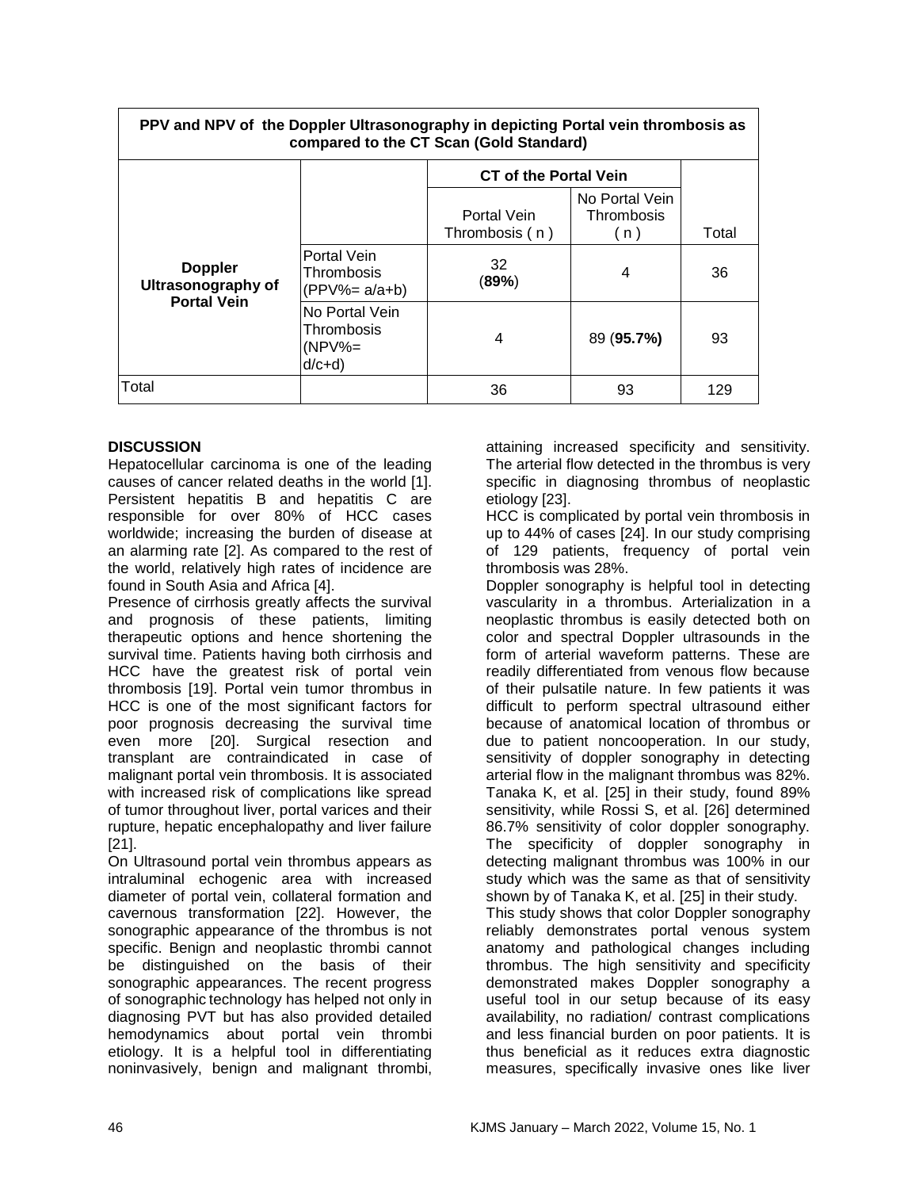| PPV and NPV of the Doppler Ultrasonography in depicting Portal vein thrombosis as compared to the CT Scan (Gold Standard) | | | | |
|---|---|---|---|---|
| | | CT of the Portal Vein | | |
| | | Portal Vein Thrombosis ( n ) | No Portal Vein Thrombosis ( n ) | Total |
| **Doppler Ultrasonography of Portal Vein** | Portal Vein Thrombosis (PPV%= a/a+b) | 32 (**89%**) | 4 | 36 |
| | No Portal Vein Thrombosis (NPV%= d/c+d) | 4 | 89 (**95.7%)** | 93 |
| Total | | 36 | 93 | 129 |

## DISCUSSION

Hepatocellular carcinoma is one of the leading causes of cancer related deaths in the world [1]. Persistent hepatitis B and hepatitis C are responsible for over 80% of HCC cases worldwide; increasing the burden of disease at an alarming rate [2]. As compared to the rest of the world, relatively high rates of incidence are found in South Asia and Africa [4].

Presence of cirrhosis greatly affects the survival and prognosis of these patients, limiting therapeutic options and hence shortening the survival time. Patients having both cirrhosis and HCC have the greatest risk of portal vein thrombosis [19]. Portal vein tumor thrombus in HCC is one of the most significant factors for poor prognosis decreasing the survival time even more [20]. Surgical resection and transplant are contraindicated in case of malignant portal vein thrombosis. It is associated with increased risk of complications like spread of tumor throughout liver, portal varices and their rupture, hepatic encephalopathy and liver failure [21].

On Ultrasound portal vein thrombus appears as intraluminal echogenic area with increased diameter of portal vein, collateral formation and cavernous transformation [22]. However, the sonographic appearance of the thrombus is not specific. Benign and neoplastic thrombi cannot be distinguished on the basis of their sonographic appearances. The recent progress of sonographic technology has helped not only in diagnosing PVT but has also provided detailed hemodynamics about portal vein thrombi etiology. It is a helpful tool in differentiating noninvasively, benign and malignant thrombi, attaining increased specificity and sensitivity. The arterial flow detected in the thrombus is very specific in diagnosing thrombus of neoplastic etiology [23].

HCC is complicated by portal vein thrombosis in up to 44% of cases [24]. In our study comprising of 129 patients, frequency of portal vein thrombosis was 28%.

Doppler sonography is helpful tool in detecting vascularity in a thrombus. Arterialization in a neoplastic thrombus is easily detected both on color and spectral Doppler ultrasounds in the form of arterial waveform patterns. These are readily differentiated from venous flow because of their pulsatile nature. In few patients it was difficult to perform spectral ultrasound either because of anatomical location of thrombus or due to patient noncooperation. In our study, sensitivity of doppler sonography in detecting arterial flow in the malignant thrombus was 82%. Tanaka K, et al. [25] in their study, found 89% sensitivity, while Rossi S, et al. [26] determined 86.7% sensitivity of color doppler sonography. The specificity of doppler sonography in detecting malignant thrombus was 100% in our study which was the same as that of sensitivity shown by of Tanaka K, et al. [25] in their study.

This study shows that color Doppler sonography reliably demonstrates portal venous system anatomy and pathological changes including thrombus. The high sensitivity and specificity demonstrated makes Doppler sonography a useful tool in our setup because of its easy availability, no radiation/ contrast complications and less financial burden on poor patients. It is thus beneficial as it reduces extra diagnostic measures, specifically invasive ones like liver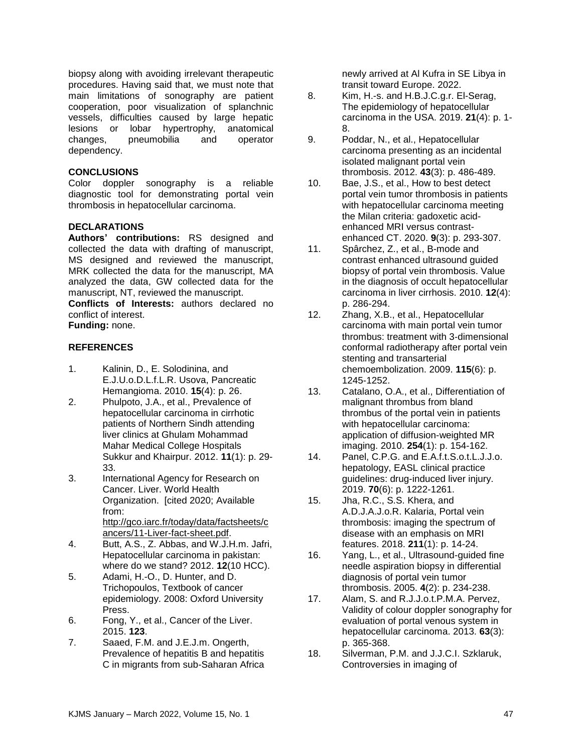biopsy along with avoiding irrelevant therapeutic procedures. Having said that, we must note that main limitations of sonography are patient cooperation, poor visualization of splanchnic vessels, difficulties caused by large hepatic lesions or lobar hypertrophy, anatomical changes, pneumobilia and operator dependency.

## CONCLUSIONS

Color doppler sonography is a reliable diagnostic tool for demonstrating portal vein thrombosis in hepatocellular carcinoma.

## DECLARATIONS

**Authors' contributions:** RS designed and collected the data with drafting of manuscript, MS designed and reviewed the manuscript, MRK collected the data for the manuscript, MA analyzed the data, GW collected data for the manuscript, NT, reviewed the manuscript.

**Conflicts of Interests:** authors declared no conflict of interest.

**Funding:** none.

## REFERENCES

1. Kalinin, D., E. Solodinina, and E.J.U.o.D.L.f.L.R. Usova, Pancreatic Hemangioma. 2010. **15**(4): p. 26.
2. Phulpoto, J.A., et al., Prevalence of hepatocellular carcinoma in cirrhotic patients of Northern Sindh attending liver clinics at Ghulam Mohammad Mahar Medical College Hospitals Sukkur and Khairpur. 2012. **11**(1): p. 29-33.
3. International Agency for Research on Cancer. Liver. World Health Organization. [cited 2020; Available from: http://gco.iarc.fr/today/data/factsheets/cancers/11-Liver-fact-sheet.pdf.
4. Butt, A.S., Z. Abbas, and W.J.H.m. Jafri, Hepatocellular carcinoma in pakistan: where do we stand? 2012. **12**(10 HCC).
5. Adami, H.-O., D. Hunter, and D. Trichopoulos, Textbook of cancer epidemiology. 2008: Oxford University Press.
6. Fong, Y., et al., Cancer of the Liver. 2015. **123**.
7. Saaed, F.M. and J.E.J.m. Ongerth, Prevalence of hepatitis B and hepatitis C in migrants from sub-Saharan Africa newly arrived at Al Kufra in SE Libya in transit toward Europe. 2022.
8. Kim, H.-s. and H.B.J.C.g.r. El-Serag, The epidemiology of hepatocellular carcinoma in the USA. 2019. **21**(4): p. 1-8.
9. Poddar, N., et al., Hepatocellular carcinoma presenting as an incidental isolated malignant portal vein thrombosis. 2012. **43**(3): p. 486-489.
10. Bae, J.S., et al., How to best detect portal vein tumor thrombosis in patients with hepatocellular carcinoma meeting the Milan criteria: gadoxetic acid-enhanced MRI versus contrast-enhanced CT. 2020. **9**(3): p. 293-307.
11. Spârchez, Z., et al., B-mode and contrast enhanced ultrasound guided biopsy of portal vein thrombosis. Value in the diagnosis of occult hepatocellular carcinoma in liver cirrhosis. 2010. **12**(4): p. 286-294.
12. Zhang, X.B., et al., Hepatocellular carcinoma with main portal vein tumor thrombus: treatment with 3-dimensional conformal radiotherapy after portal vein stenting and transarterial chemoembolization. 2009. **115**(6): p. 1245-1252.
13. Catalano, O.A., et al., Differentiation of malignant thrombus from bland thrombus of the portal vein in patients with hepatocellular carcinoma: application of diffusion-weighted MR imaging. 2010. **254**(1): p. 154-162.
14. Panel, C.P.G. and E.A.f.t.S.o.t.L.J.J.o. hepatology, EASL clinical practice guidelines: drug-induced liver injury. 2019. **70**(6): p. 1222-1261.
15. Jha, R.C., S.S. Khera, and A.D.J.A.J.o.R. Kalaria, Portal vein thrombosis: imaging the spectrum of disease with an emphasis on MRI features. 2018. **211**(1): p. 14-24.
16. Yang, L., et al., Ultrasound-guided fine needle aspiration biopsy in differential diagnosis of portal vein tumor thrombosis. 2005. **4**(2): p. 234-238.
17. Alam, S. and R.J.J.o.t.P.M.A. Pervez, Validity of colour doppler sonography for evaluation of portal venous system in hepatocellular carcinoma. 2013. **63**(3): p. 365-368.
18. Silverman, P.M. and J.J.C.I. Szklaruk, Controversies in imaging of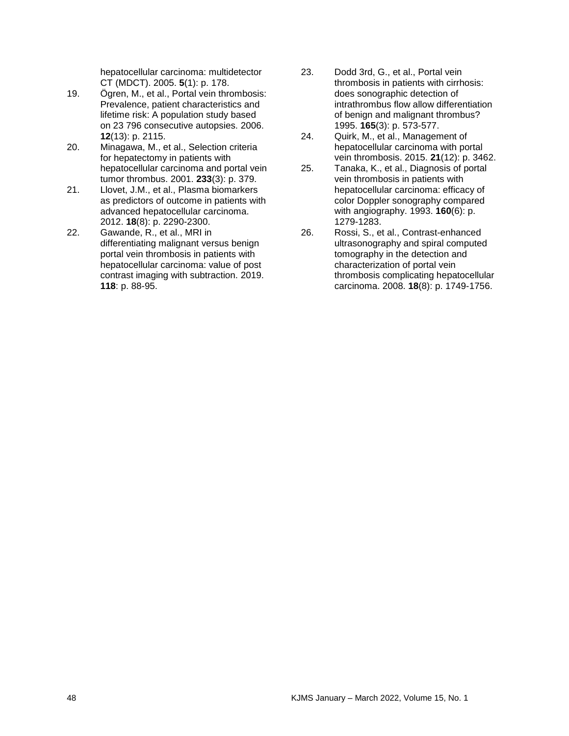hepatocellular carcinoma: multidetector CT (MDCT). 2005. **5**(1): p. 178.

19. Ögren, M., et al., Portal vein thrombosis: Prevalence, patient characteristics and lifetime risk: A population study based on 23 796 consecutive autopsies. 2006. **12**(13): p. 2115.
20. Minagawa, M., et al., Selection criteria for hepatectomy in patients with hepatocellular carcinoma and portal vein tumor thrombus. 2001. **233**(3): p. 379.
21. Llovet, J.M., et al., Plasma biomarkers as predictors of outcome in patients with advanced hepatocellular carcinoma. 2012. **18**(8): p. 2290-2300.
22. Gawande, R., et al., MRI in differentiating malignant versus benign portal vein thrombosis in patients with hepatocellular carcinoma: value of post contrast imaging with subtraction. 2019. **118**: p. 88-95.
23. Dodd 3rd, G., et al., Portal vein thrombosis in patients with cirrhosis: does sonographic detection of intrathrombus flow allow differentiation of benign and malignant thrombus? 1995. **165**(3): p. 573-577.
24. Quirk, M., et al., Management of hepatocellular carcinoma with portal vein thrombosis. 2015. **21**(12): p. 3462.
25. Tanaka, K., et al., Diagnosis of portal vein thrombosis in patients with hepatocellular carcinoma: efficacy of color Doppler sonography compared with angiography. 1993. **160**(6): p. 1279-1283.
26. Rossi, S., et al., Contrast-enhanced ultrasonography and spiral computed tomography in the detection and characterization of portal vein thrombosis complicating hepatocellular carcinoma. 2008. **18**(8): p. 1749-1756.